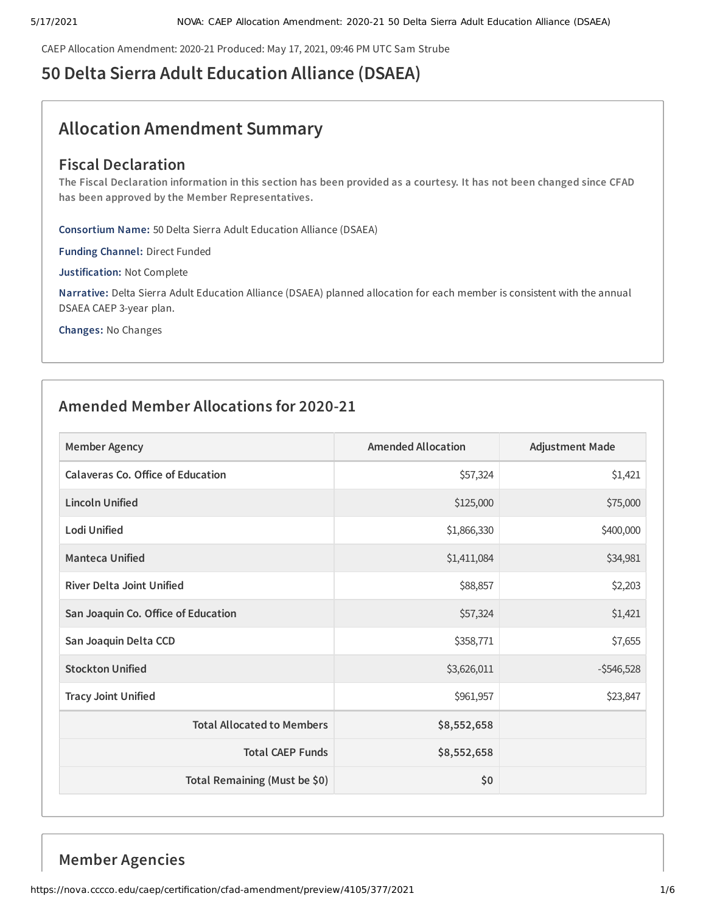CAEP Allocation Amendment: 2020-21 Produced: May 17, 2021, 09:46 PM UTC Sam Strube

# 50 Delta Sierra Adult Education Alliance (DSAEA)

## Allocation Amendment Summary

### Fiscal Declaration

**The Fiscal Declaration information in this section has been provided as a courtesy. It has not been changed since CFAD has been approved by the Member Representatives.**

**Consortium Name:** 50 Delta Sierra Adult Education Alliance (DSAEA)

**Funding Channel:** Direct Funded

**Justification:** Not Complete

**Narrative:** Delta Sierra Adult Education Alliance (DSAEA) planned allocation for each member is consistent with the annual DSAEA CAEP 3-year plan.

**Changes:** No Changes

## Amended Member Allocations for 2020-21

| Member Agency | Amended Allocation | Adjustment Made |
|---|---|---|
| Calaveras Co. Office of Education | $57,324 | $1,421 |
| Lincoln Unified | $125,000 | $75,000 |
| Lodi Unified | $1,866,330 | $400,000 |
| Manteca Unified | $1,411,084 | $34,981 |
| River Delta Joint Unified | $88,857 | $2,203 |
| San Joaquin Co. Office of Education | $57,324 | $1,421 |
| San Joaquin Delta CCD | $358,771 | $7,655 |
| Stockton Unified | $3,626,011 | -$546,528 |
| Tracy Joint Unified | $961,957 | $23,847 |
| **Total Allocated to Members** | **$8,552,658** | |
| **Total CAEP Funds** | **$8,552,658** | |
| **Total Remaining (Must be $0)** | **$0** | |

## Member Agencies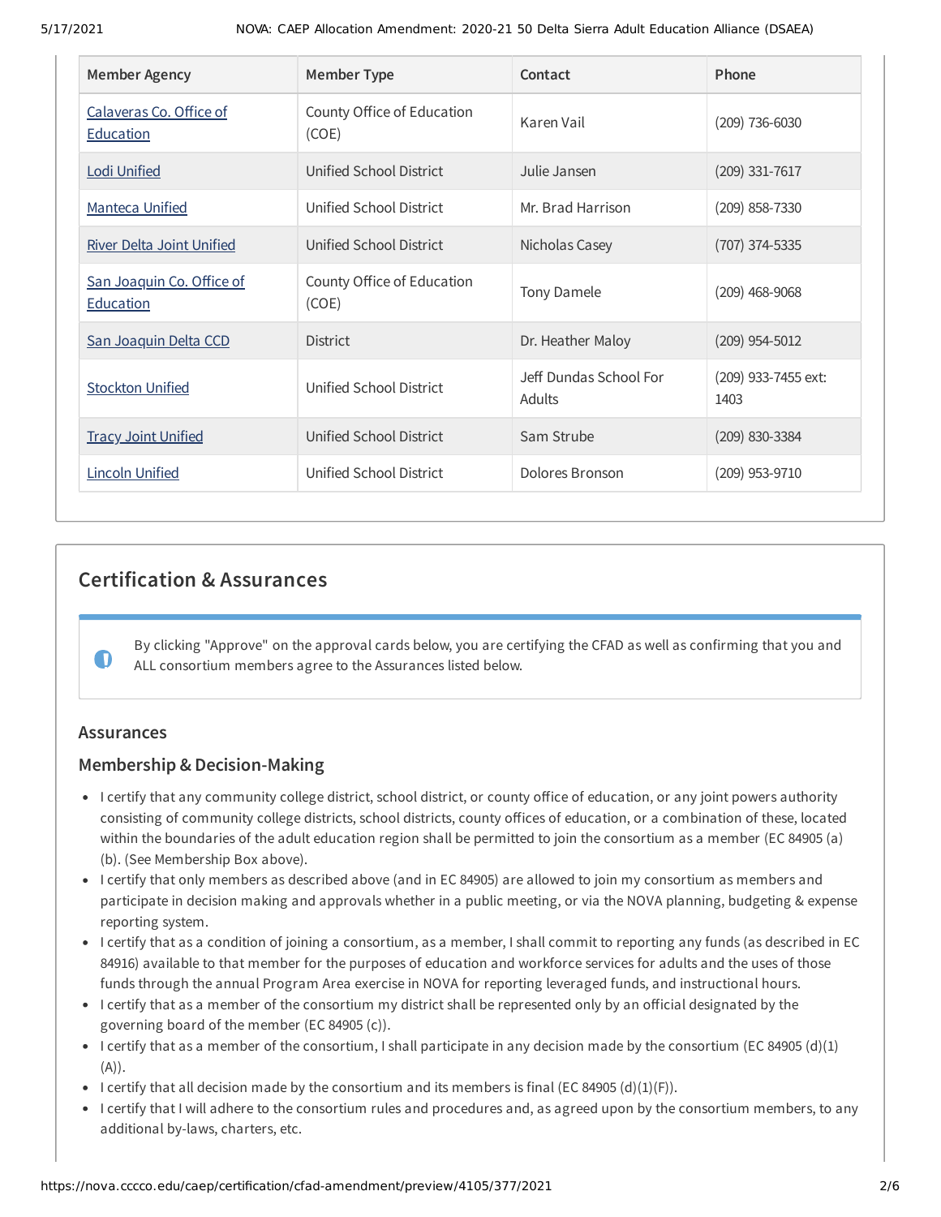| Member Agency | Member Type | Contact | Phone |
| --- | --- | --- | --- |
| Calaveras Co. Office of Education | County Office of Education (COE) | Karen Vail | (209) 736-6030 |
| Lodi Unified | Unified School District | Julie Jansen | (209) 331-7617 |
| Manteca Unified | Unified School District | Mr. Brad Harrison | (209) 858-7330 |
| River Delta Joint Unified | Unified School District | Nicholas Casey | (707) 374-5335 |
| San Joaquin Co. Office of Education | County Office of Education (COE) | Tony Damele | (209) 468-9068 |
| San Joaquin Delta CCD | District | Dr. Heather Maloy | (209) 954-5012 |
| Stockton Unified | Unified School District | Jeff Dundas School For Adults | (209) 933-7455 ext: 1403 |
| Tracy Joint Unified | Unified School District | Sam Strube | (209) 830-3384 |
| Lincoln Unified | Unified School District | Dolores Bronson | (209) 953-9710 |

## Certification & Assurances

By clicking "Approve" on the approval cards below, you are certifying the CFAD as well as confirming that you and ALL consortium members agree to the Assurances listed below.

### Assurances

### Membership & Decision-Making

- I certify that any community college district, school district, or county office of education, or any joint powers authority consisting of community college districts, school districts, county offices of education, or a combination of these, located within the boundaries of the adult education region shall be permitted to join the consortium as a member (EC 84905 (a)(b). (See Membership Box above).
- I certify that only members as described above (and in EC 84905) are allowed to join my consortium as members and participate in decision making and approvals whether in a public meeting, or via the NOVA planning, budgeting & expense reporting system.
- I certify that as a condition of joining a consortium, as a member, I shall commit to reporting any funds (as described in EC 84916) available to that member for the purposes of education and workforce services for adults and the uses of those funds through the annual Program Area exercise in NOVA for reporting leveraged funds, and instructional hours.
- I certify that as a member of the consortium my district shall be represented only by an official designated by the governing board of the member (EC 84905 (c)).
- I certify that as a member of the consortium, I shall participate in any decision made by the consortium (EC 84905 (d)(1)(A)).
- I certify that all decision made by the consortium and its members is final (EC 84905 (d)(1)(F)).
- I certify that I will adhere to the consortium rules and procedures and, as agreed upon by the consortium members, to any additional by-laws, charters, etc.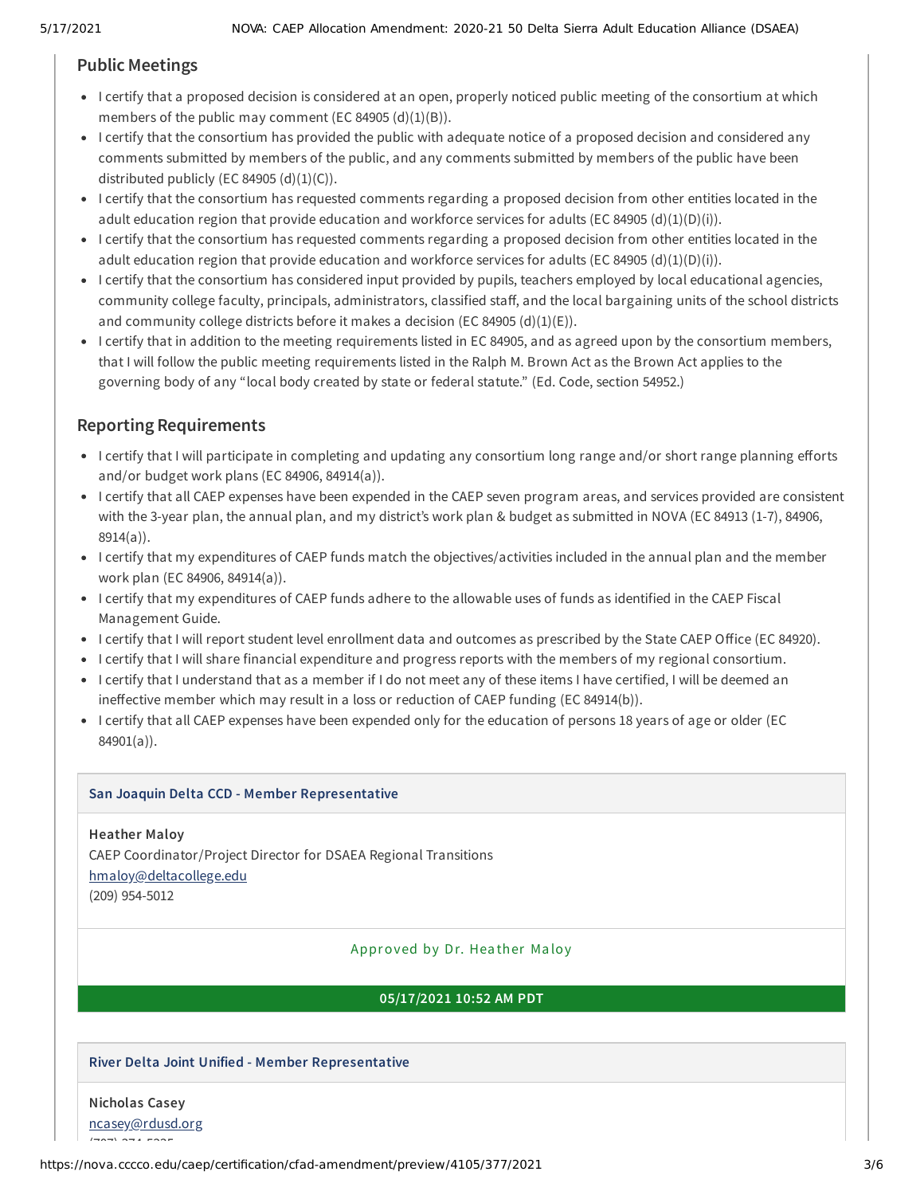## Public Meetings

- I certify that a proposed decision is considered at an open, properly noticed public meeting of the consortium at which members of the public may comment (EC 84905 (d)(1)(B)).
- I certify that the consortium has provided the public with adequate notice of a proposed decision and considered any comments submitted by members of the public, and any comments submitted by members of the public have been distributed publicly (EC 84905 (d)(1)(C)).
- I certify that the consortium has requested comments regarding a proposed decision from other entities located in the adult education region that provide education and workforce services for adults (EC 84905 (d)(1)(D)(i)).
- I certify that the consortium has requested comments regarding a proposed decision from other entities located in the adult education region that provide education and workforce services for adults (EC 84905 (d)(1)(D)(i)).
- I certify that the consortium has considered input provided by pupils, teachers employed by local educational agencies, community college faculty, principals, administrators, classified staff, and the local bargaining units of the school districts and community college districts before it makes a decision (EC 84905 (d)(1)(E)).
- I certify that in addition to the meeting requirements listed in EC 84905, and as agreed upon by the consortium members, that I will follow the public meeting requirements listed in the Ralph M. Brown Act as the Brown Act applies to the governing body of any "local body created by state or federal statute." (Ed. Code, section 54952.)

## Reporting Requirements

- I certify that I will participate in completing and updating any consortium long range and/or short range planning efforts and/or budget work plans (EC 84906, 84914(a)).
- I certify that all CAEP expenses have been expended in the CAEP seven program areas, and services provided are consistent with the 3-year plan, the annual plan, and my district's work plan & budget as submitted in NOVA (EC 84913 (1-7), 84906, 8914(a)).
- I certify that my expenditures of CAEP funds match the objectives/activities included in the annual plan and the member work plan (EC 84906, 84914(a)).
- I certify that my expenditures of CAEP funds adhere to the allowable uses of funds as identified in the CAEP Fiscal Management Guide.
- I certify that I will report student level enrollment data and outcomes as prescribed by the State CAEP Office (EC 84920).
- I certify that I will share financial expenditure and progress reports with the members of my regional consortium.
- I certify that I understand that as a member if I do not meet any of these items I have certified, I will be deemed an ineffective member which may result in a loss or reduction of CAEP funding (EC 84914(b)).
- I certify that all CAEP expenses have been expended only for the education of persons 18 years of age or older (EC 84901(a)).

**San Joaquin Delta CCD - Member Representative**

**Heather Maloy**
CAEP Coordinator/Project Director for DSAEA Regional Transitions
hmaloy@deltacollege.edu
(209) 954-5012

Approved by Dr. Heather Maloy

**05/17/2021 10:52 AM PDT**

**River Delta Joint Unified - Member Representative**

**Nicholas Casey**
ncasey@rdusd.org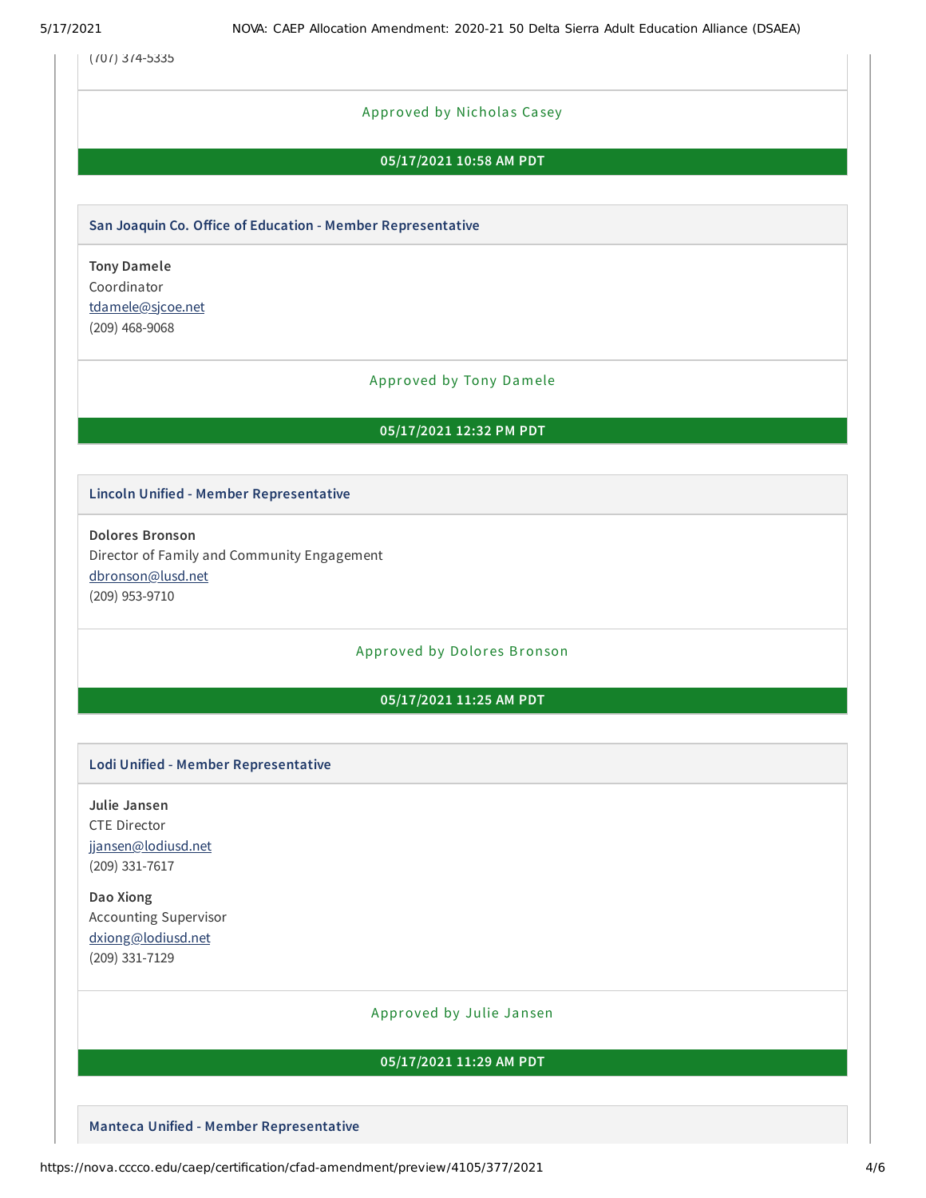(707) 374-5335

Approved by Nicholas Casey

**05/17/2021 10:58 AM PDT**

**San Joaquin Co. Office of Education - Member Representative**

**Tony Damele**
Coordinator
tdamele@sjcoe.net
(209) 468-9068

Approved by Tony Damele

**05/17/2021 12:32 PM PDT**

**Lincoln Unified - Member Representative**

**Dolores Bronson**
Director of Family and Community Engagement
dbronson@lusd.net
(209) 953-9710

Approved by Dolores Bronson

**05/17/2021 11:25 AM PDT**

**Lodi Unified - Member Representative**

**Julie Jansen**
CTE Director
jjansen@lodiusd.net
(209) 331-7617

**Dao Xiong**
Accounting Supervisor
dxiong@lodiusd.net
(209) 331-7129

Approved by Julie Jansen

**05/17/2021 11:29 AM PDT**

**Manteca Unified - Member Representative**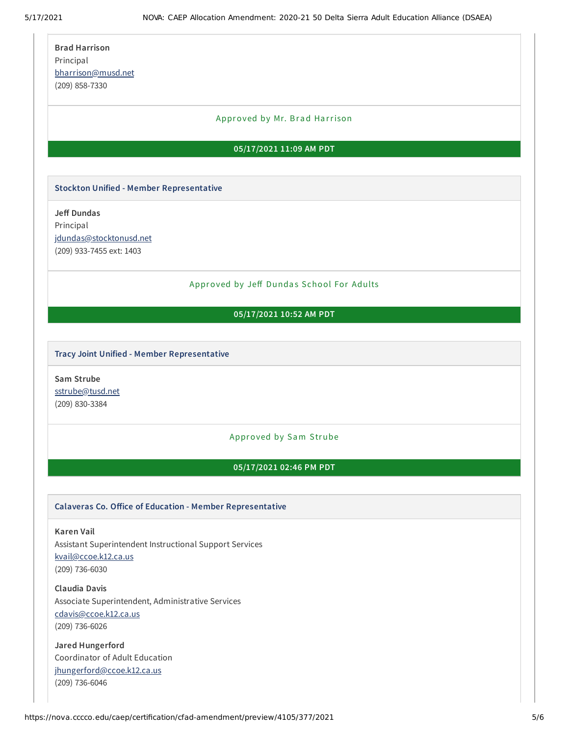**Brad Harrison**
Principal
bharrison@musd.net
(209) 858-7330

Approved by Mr. Brad Harrison

**05/17/2021 11:09 AM PDT**

### Stockton Unified - Member Representative

**Jeff Dundas**
Principal
jdundas@stocktonusd.net
(209) 933-7455 ext: 1403

Approved by Jeff Dundas School For Adults

**05/17/2021 10:52 AM PDT**

### Tracy Joint Unified - Member Representative

**Sam Strube**
sstrube@tusd.net
(209) 830-3384

Approved by Sam Strube

**05/17/2021 02:46 PM PDT**

### Calaveras Co. Office of Education - Member Representative

**Karen Vail**
Assistant Superintendent Instructional Support Services
kvail@ccoe.k12.ca.us
(209) 736-6030

**Claudia Davis**
Associate Superintendent, Administrative Services
cdavis@ccoe.k12.ca.us
(209) 736-6026

**Jared Hungerford**
Coordinator of Adult Education
jhungerford@ccoe.k12.ca.us
(209) 736-6046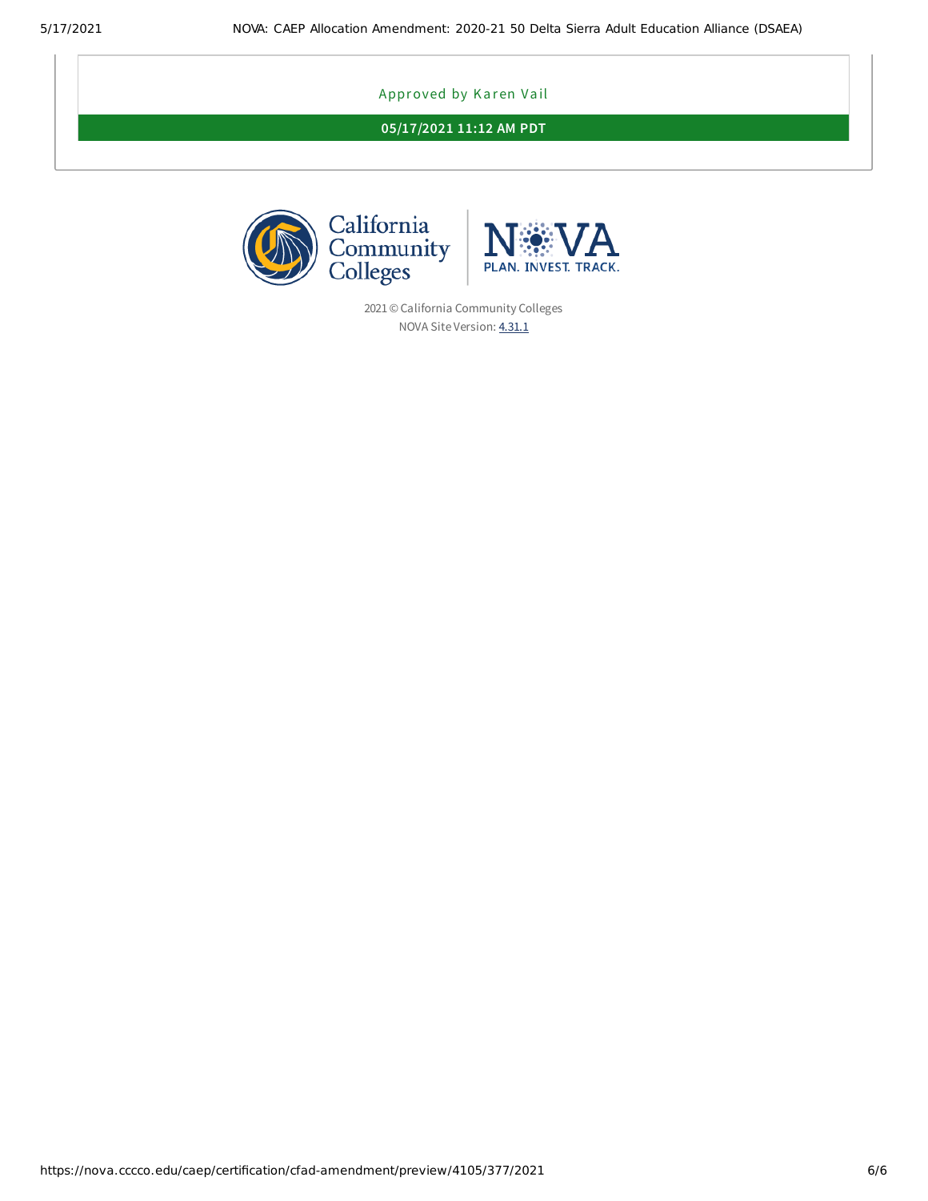Approved by Karen Vail

**05/17/2021 11:12 AM PDT**

2021 © California Community Colleges

NOVA Site Version: 4.31.1